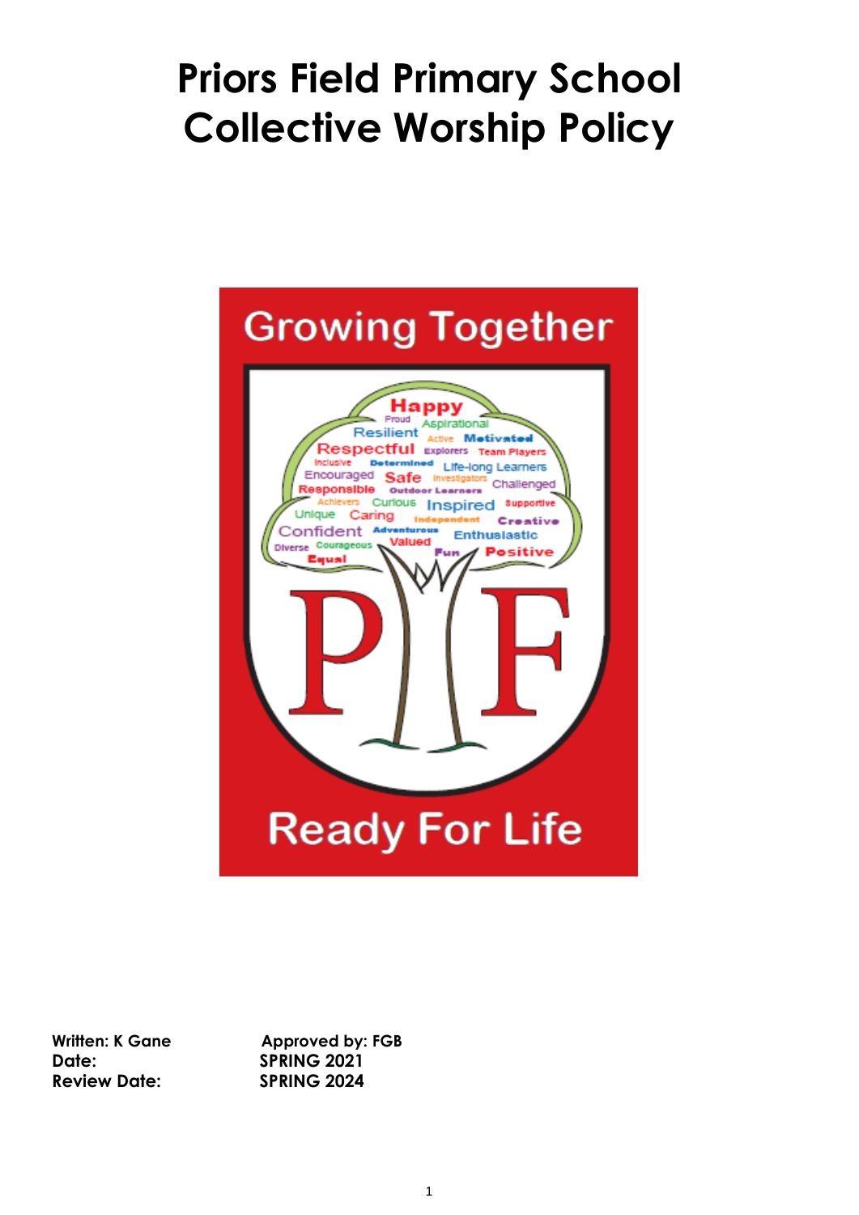# Priors Field Primary School Collective Worship Policy

Growing Together

Ready For Life

**Written: K Gane** **Approved by: FGB**
**Date:** **SPRING 2021**
**Review Date:** **SPRING 2024**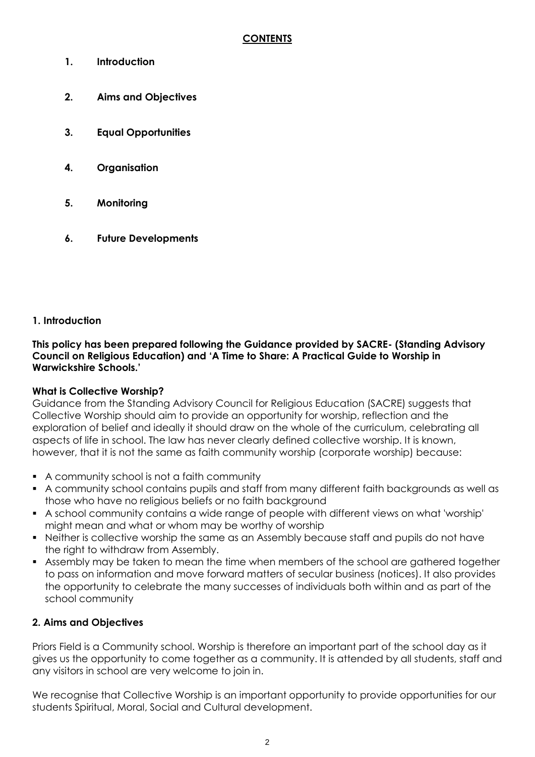**CONTENTS**

1. **Introduction**
2. **Aims and Objectives**
3. **Equal Opportunities**
4. **Organisation**
5. **Monitoring**
6. **Future Developments**

## 1. Introduction

**This policy has been prepared following the Guidance provided by SACRE- (Standing Advisory Council on Religious Education) and 'A Time to Share: A Practical Guide to Worship in Warwickshire Schools.'**

**What is Collective Worship?**

Guidance from the Standing Advisory Council for Religious Education (SACRE) suggests that Collective Worship should aim to provide an opportunity for worship, reflection and the exploration of belief and ideally it should draw on the whole of the curriculum, celebrating all aspects of life in school. The law has never clearly defined collective worship. It is known, however, that it is not the same as faith community worship (corporate worship) because:

- A community school is not a faith community
- A community school contains pupils and staff from many different faith backgrounds as well as those who have no religious beliefs or no faith background
- A school community contains a wide range of people with different views on what 'worship' might mean and what or whom may be worthy of worship
- Neither is collective worship the same as an Assembly because staff and pupils do not have the right to withdraw from Assembly.
- Assembly may be taken to mean the time when members of the school are gathered together to pass on information and move forward matters of secular business (notices). It also provides the opportunity to celebrate the many successes of individuals both within and as part of the school community

## 2. Aims and Objectives

Priors Field is a Community school. Worship is therefore an important part of the school day as it gives us the opportunity to come together as a community. It is attended by all students, staff and any visitors in school are very welcome to join in.

We recognise that Collective Worship is an important opportunity to provide opportunities for our students Spiritual, Moral, Social and Cultural development.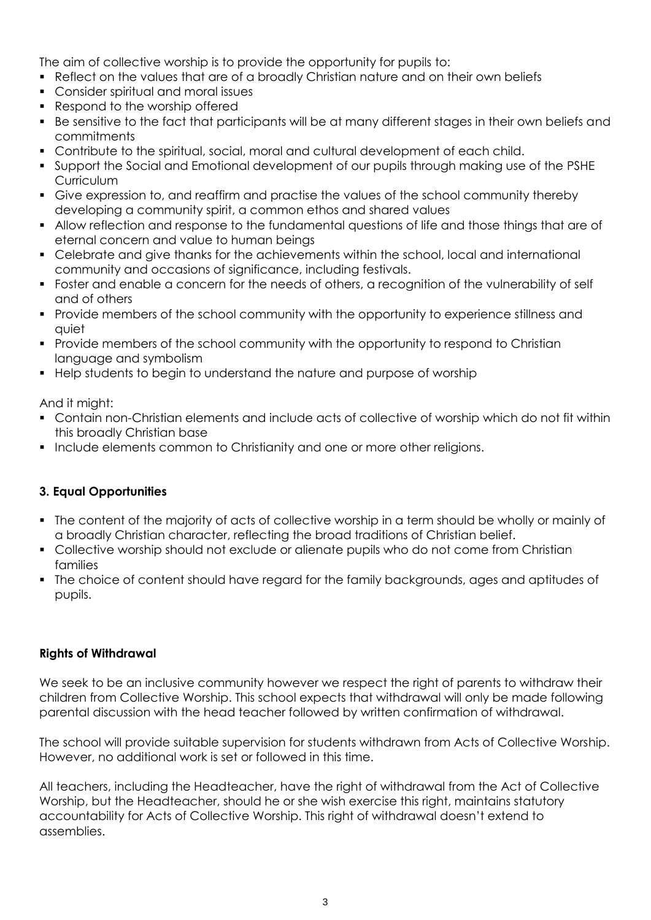The aim of collective worship is to provide the opportunity for pupils to:

- Reflect on the values that are of a broadly Christian nature and on their own beliefs
- Consider spiritual and moral issues
- Respond to the worship offered
- Be sensitive to the fact that participants will be at many different stages in their own beliefs and commitments
- Contribute to the spiritual, social, moral and cultural development of each child.
- Support the Social and Emotional development of our pupils through making use of the PSHE Curriculum
- Give expression to, and reaffirm and practise the values of the school community thereby developing a community spirit, a common ethos and shared values
- Allow reflection and response to the fundamental questions of life and those things that are of eternal concern and value to human beings
- Celebrate and give thanks for the achievements within the school, local and international community and occasions of significance, including festivals.
- Foster and enable a concern for the needs of others, a recognition of the vulnerability of self and of others
- Provide members of the school community with the opportunity to experience stillness and quiet
- Provide members of the school community with the opportunity to respond to Christian language and symbolism
- Help students to begin to understand the nature and purpose of worship

And it might:

- Contain non-Christian elements and include acts of collective of worship which do not fit within this broadly Christian base
- Include elements common to Christianity and one or more other religions.

### 3. Equal Opportunities

- The content of the majority of acts of collective worship in a term should be wholly or mainly of a broadly Christian character, reflecting the broad traditions of Christian belief.
- Collective worship should not exclude or alienate pupils who do not come from Christian families
- The choice of content should have regard for the family backgrounds, ages and aptitudes of pupils.

### Rights of Withdrawal

We seek to be an inclusive community however we respect the right of parents to withdraw their children from Collective Worship. This school expects that withdrawal will only be made following parental discussion with the head teacher followed by written confirmation of withdrawal.

The school will provide suitable supervision for students withdrawn from Acts of Collective Worship. However, no additional work is set or followed in this time.

All teachers, including the Headteacher, have the right of withdrawal from the Act of Collective Worship, but the Headteacher, should he or she wish exercise this right, maintains statutory accountability for Acts of Collective Worship. This right of withdrawal doesn't extend to assemblies.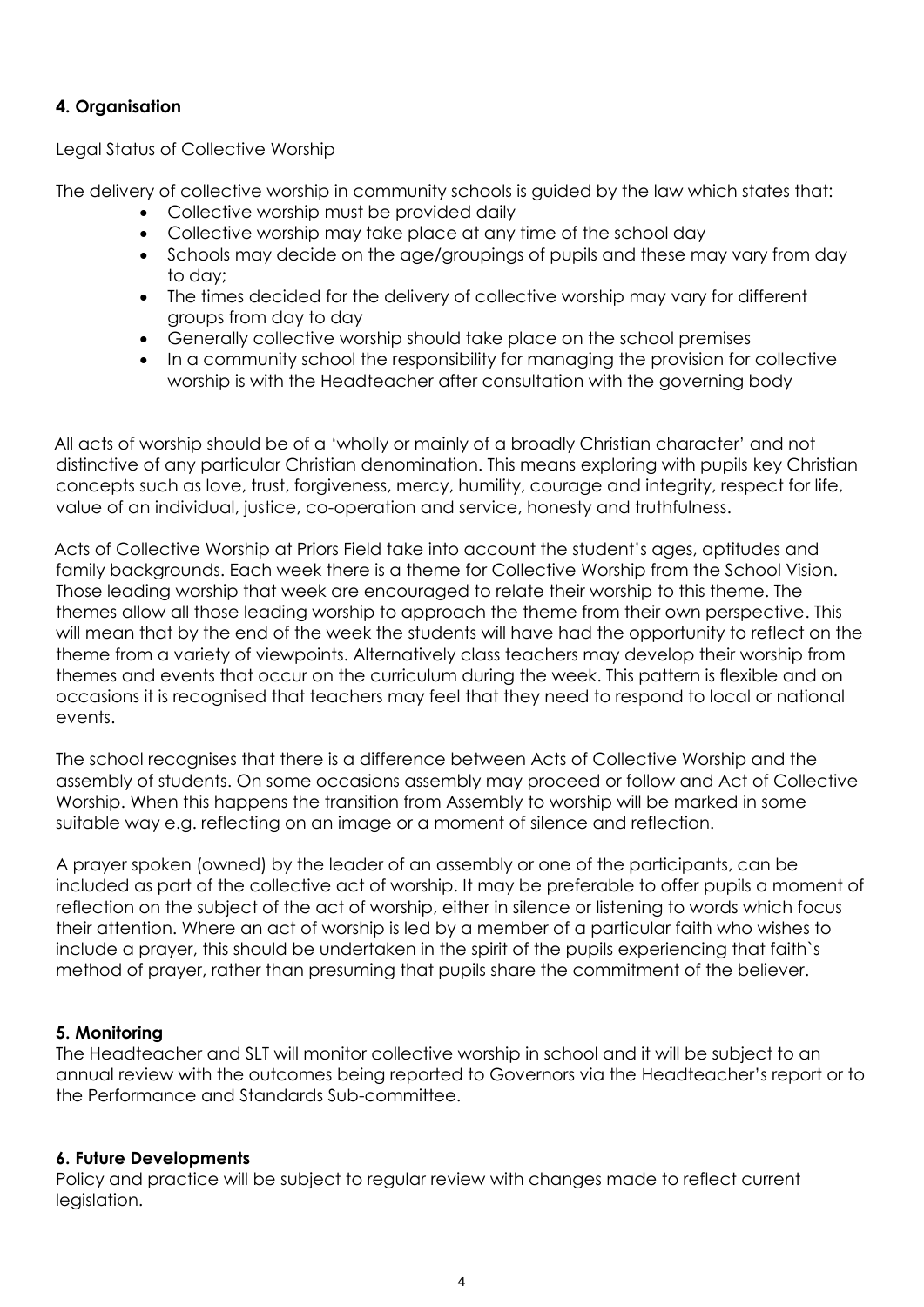### **4. Organisation**

Legal Status of Collective Worship

The delivery of collective worship in community schools is guided by the law which states that:

- Collective worship must be provided daily
- Collective worship may take place at any time of the school day
- Schools may decide on the age/groupings of pupils and these may vary from day to day;
- The times decided for the delivery of collective worship may vary for different groups from day to day
- Generally collective worship should take place on the school premises
- In a community school the responsibility for managing the provision for collective worship is with the Headteacher after consultation with the governing body

All acts of worship should be of a 'wholly or mainly of a broadly Christian character' and not distinctive of any particular Christian denomination. This means exploring with pupils key Christian concepts such as love, trust, forgiveness, mercy, humility, courage and integrity, respect for life, value of an individual, justice, co-operation and service, honesty and truthfulness.

Acts of Collective Worship at Priors Field take into account the student's ages, aptitudes and family backgrounds. Each week there is a theme for Collective Worship from the School Vision. Those leading worship that week are encouraged to relate their worship to this theme. The themes allow all those leading worship to approach the theme from their own perspective. This will mean that by the end of the week the students will have had the opportunity to reflect on the theme from a variety of viewpoints. Alternatively class teachers may develop their worship from themes and events that occur on the curriculum during the week. This pattern is flexible and on occasions it is recognised that teachers may feel that they need to respond to local or national events.

The school recognises that there is a difference between Acts of Collective Worship and the assembly of students. On some occasions assembly may proceed or follow and Act of Collective Worship. When this happens the transition from Assembly to worship will be marked in some suitable way e.g. reflecting on an image or a moment of silence and reflection.

A prayer spoken (owned) by the leader of an assembly or one of the participants, can be included as part of the collective act of worship. It may be preferable to offer pupils a moment of reflection on the subject of the act of worship, either in silence or listening to words which focus their attention. Where an act of worship is led by a member of a particular faith who wishes to include a prayer, this should be undertaken in the spirit of the pupils experiencing that faith`s method of prayer, rather than presuming that pupils share the commitment of the believer.

### **5. Monitoring**

The Headteacher and SLT will monitor collective worship in school and it will be subject to an annual review with the outcomes being reported to Governors via the Headteacher's report or to the Performance and Standards Sub-committee.

### **6. Future Developments**

Policy and practice will be subject to regular review with changes made to reflect current legislation.